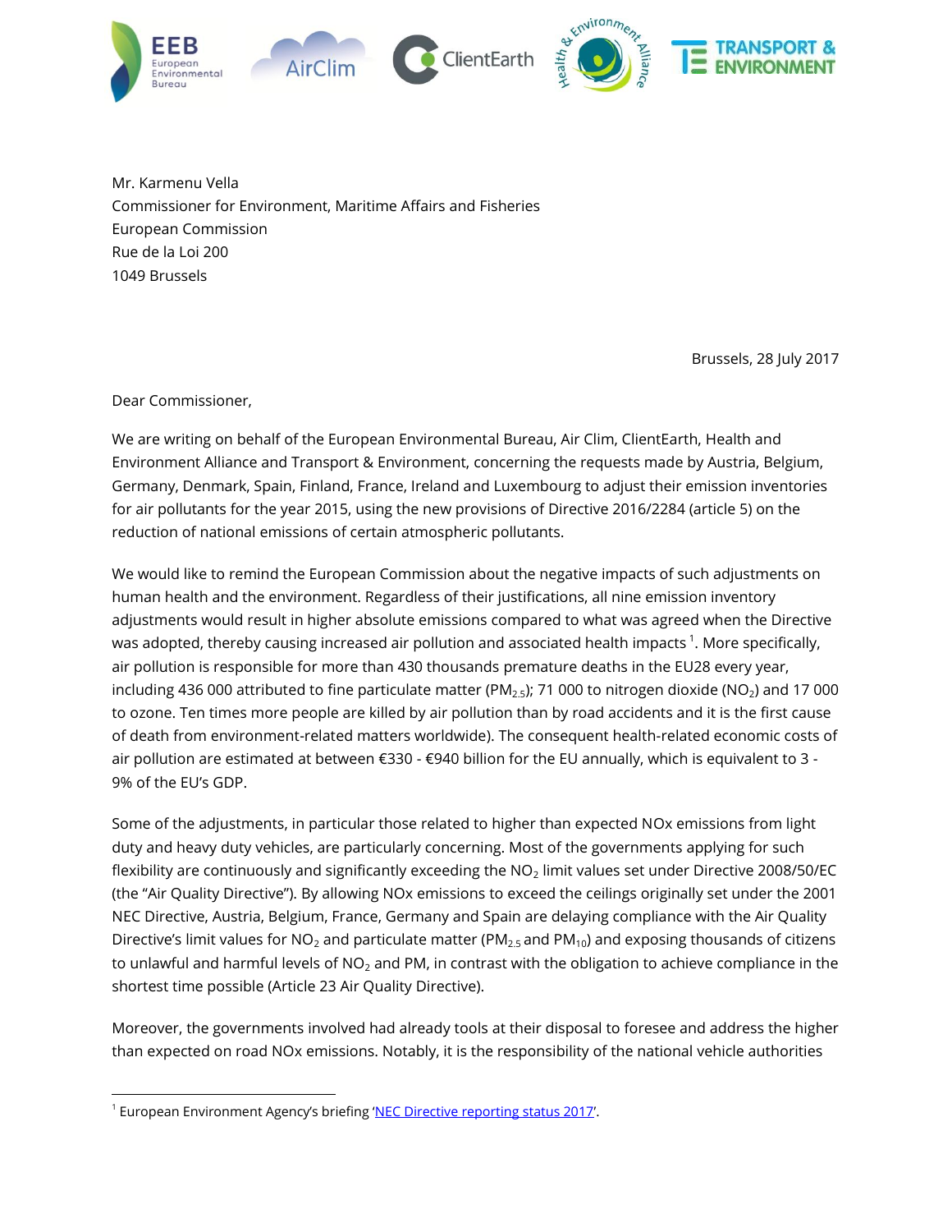Mr. Karmenu Vella
Commissioner for Environment, Maritime Affairs and Fisheries
European Commission
Rue de la Loi 200
1049 Brussels

Brussels, 28 July 2017

Dear Commissioner,

We are writing on behalf of the European Environmental Bureau, Air Clim, ClientEarth, Health and Environment Alliance and Transport & Environment, concerning the requests made by Austria, Belgium, Germany, Denmark, Spain, Finland, France, Ireland and Luxembourg to adjust their emission inventories for air pollutants for the year 2015, using the new provisions of Directive 2016/2284 (article 5) on the reduction of national emissions of certain atmospheric pollutants.

We would like to remind the European Commission about the negative impacts of such adjustments on human health and the environment. Regardless of their justifications, all nine emission inventory adjustments would result in higher absolute emissions compared to what was agreed when the Directive was adopted, thereby causing increased air pollution and associated health impacts [1]. More specifically, air pollution is responsible for more than 430 thousands premature deaths in the EU28 every year, including 436 000 attributed to fine particulate matter ($PM_{2.5}$); 71 000 to nitrogen dioxide ($NO_2$) and 17 000 to ozone. Ten times more people are killed by air pollution than by road accidents and it is the first cause of death from environment-related matters worldwide). The consequent health-related economic costs of air pollution are estimated at between €330 - €940 billion for the EU annually, which is equivalent to 3 - 9% of the EU's GDP.

Some of the adjustments, in particular those related to higher than expected NOx emissions from light duty and heavy duty vehicles, are particularly concerning. Most of the governments applying for such flexibility are continuously and significantly exceeding the $NO_2$ limit values set under Directive 2008/50/EC (the "Air Quality Directive"). By allowing NOx emissions to exceed the ceilings originally set under the 2001 NEC Directive, Austria, Belgium, France, Germany and Spain are delaying compliance with the Air Quality Directive's limit values for $NO_2$ and particulate matter ($PM_{2.5}$ and $PM_{10}$) and exposing thousands of citizens to unlawful and harmful levels of $NO_2$ and PM, in contrast with the obligation to achieve compliance in the shortest time possible (Article 23 Air Quality Directive).

Moreover, the governments involved had already tools at their disposal to foresee and address the higher than expected on road NOx emissions. Notably, it is the responsibility of the national vehicle authorities

[1] European Environment Agency's briefing 'NEC Directive reporting status 2017'.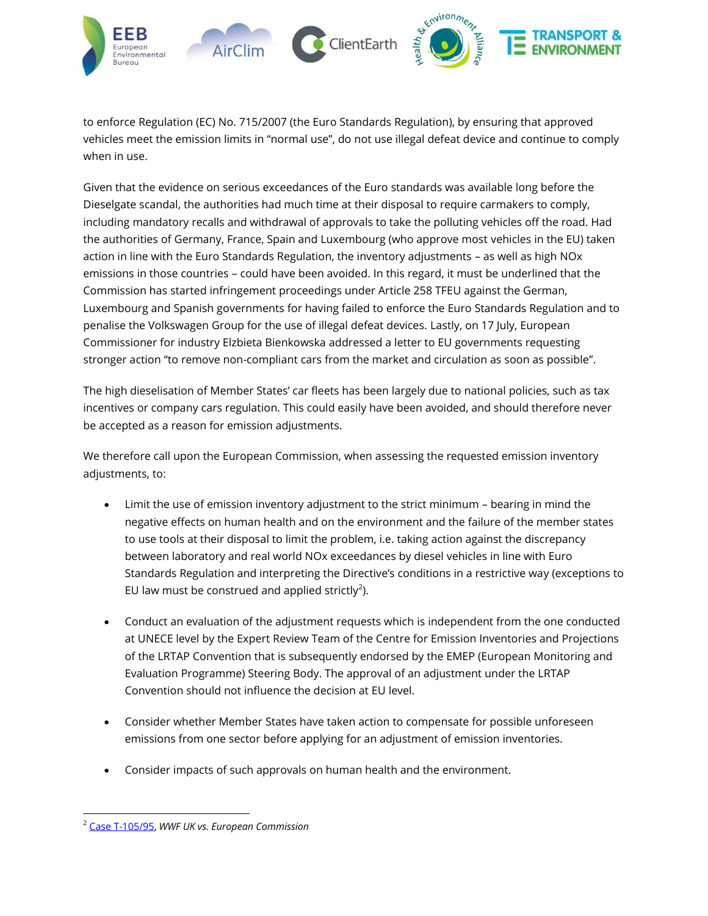to enforce Regulation (EC) No. 715/2007 (the Euro Standards Regulation), by ensuring that approved vehicles meet the emission limits in "normal use", do not use illegal defeat device and continue to comply when in use.

Given that the evidence on serious exceedances of the Euro standards was available long before the Dieselgate scandal, the authorities had much time at their disposal to require carmakers to comply, including mandatory recalls and withdrawal of approvals to take the polluting vehicles off the road. Had the authorities of Germany, France, Spain and Luxembourg (who approve most vehicles in the EU) taken action in line with the Euro Standards Regulation, the inventory adjustments – as well as high NOx emissions in those countries – could have been avoided. In this regard, it must be underlined that the Commission has started infringement proceedings under Article 258 TFEU against the German, Luxembourg and Spanish governments for having failed to enforce the Euro Standards Regulation and to penalise the Volkswagen Group for the use of illegal defeat devices. Lastly, on 17 July, European Commissioner for industry Elzbieta Bienkowska addressed a letter to EU governments requesting stronger action "to remove non-compliant cars from the market and circulation as soon as possible".

The high dieselisation of Member States' car fleets has been largely due to national policies, such as tax incentives or company cars regulation. This could easily have been avoided, and should therefore never be accepted as a reason for emission adjustments.

We therefore call upon the European Commission, when assessing the requested emission inventory adjustments, to:

- Limit the use of emission inventory adjustment to the strict minimum – bearing in mind the negative effects on human health and on the environment and the failure of the member states to use tools at their disposal to limit the problem, i.e. taking action against the discrepancy between laboratory and real world NOx exceedances by diesel vehicles in line with Euro Standards Regulation and interpreting the Directive's conditions in a restrictive way (exceptions to EU law must be construed and applied strictly[2]).

- Conduct an evaluation of the adjustment requests which is independent from the one conducted at UNECE level by the Expert Review Team of the Centre for Emission Inventories and Projections of the LRTAP Convention that is subsequently endorsed by the EMEP (European Monitoring and Evaluation Programme) Steering Body. The approval of an adjustment under the LRTAP Convention should not influence the decision at EU level.

- Consider whether Member States have taken action to compensate for possible unforeseen emissions from one sector before applying for an adjustment of emission inventories.

- Consider impacts of such approvals on human health and the environment.

[2] Case T-105/95, *WWF UK vs. European Commission*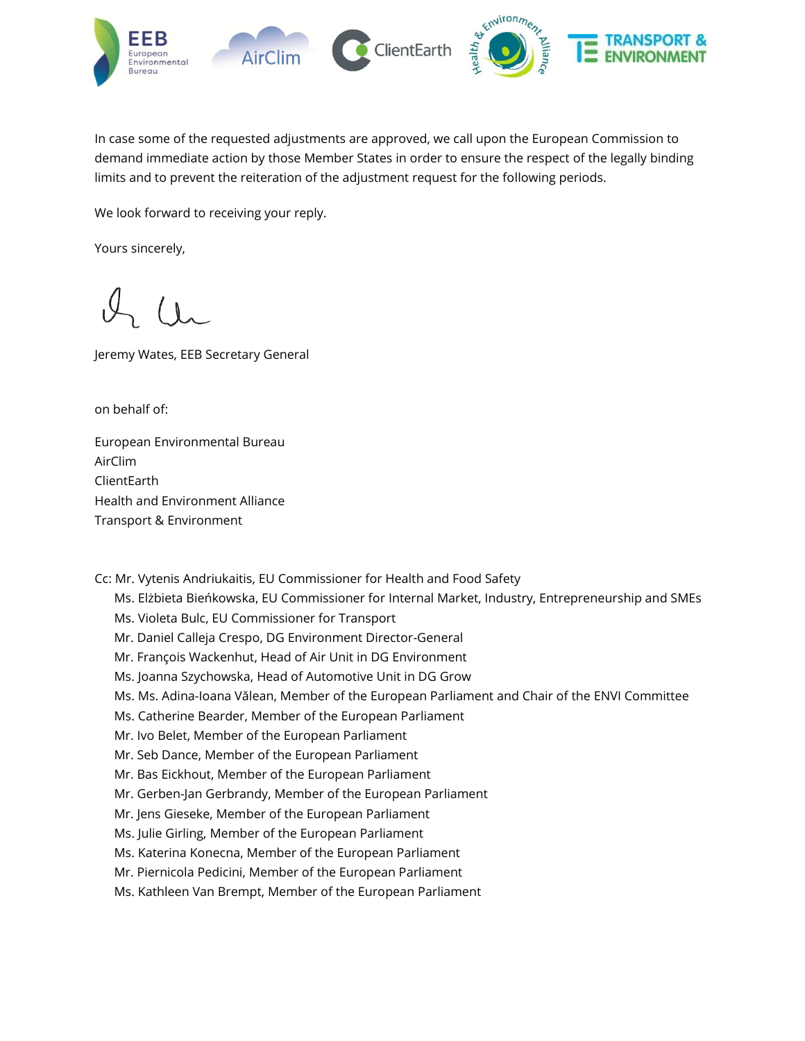In case some of the requested adjustments are approved, we call upon the European Commission to demand immediate action by those Member States in order to ensure the respect of the legally binding limits and to prevent the reiteration of the adjustment request for the following periods.

We look forward to receiving your reply.

Yours sincerely,

Jeremy Wates, EEB Secretary General

on behalf of:

European Environmental Bureau
AirClim
ClientEarth
Health and Environment Alliance
Transport & Environment

Cc: Mr. Vytenis Andriukaitis, EU Commissioner for Health and Food Safety
Ms. Elżbieta Bieńkowska, EU Commissioner for Internal Market, Industry, Entrepreneurship and SMEs
Ms. Violeta Bulc, EU Commissioner for Transport
Mr. Daniel Calleja Crespo, DG Environment Director-General
Mr. François Wackenhut, Head of Air Unit in DG Environment
Ms. Joanna Szychowska, Head of Automotive Unit in DG Grow
Ms. Ms. Adina-Ioana Vălean, Member of the European Parliament and Chair of the ENVI Committee
Ms. Catherine Bearder, Member of the European Parliament
Mr. Ivo Belet, Member of the European Parliament
Mr. Seb Dance, Member of the European Parliament
Mr. Bas Eickhout, Member of the European Parliament
Mr. Gerben-Jan Gerbrandy, Member of the European Parliament
Mr. Jens Gieseke, Member of the European Parliament
Ms. Julie Girling, Member of the European Parliament
Ms. Katerina Konecna, Member of the European Parliament
Mr. Piernicola Pedicini, Member of the European Parliament
Ms. Kathleen Van Brempt, Member of the European Parliament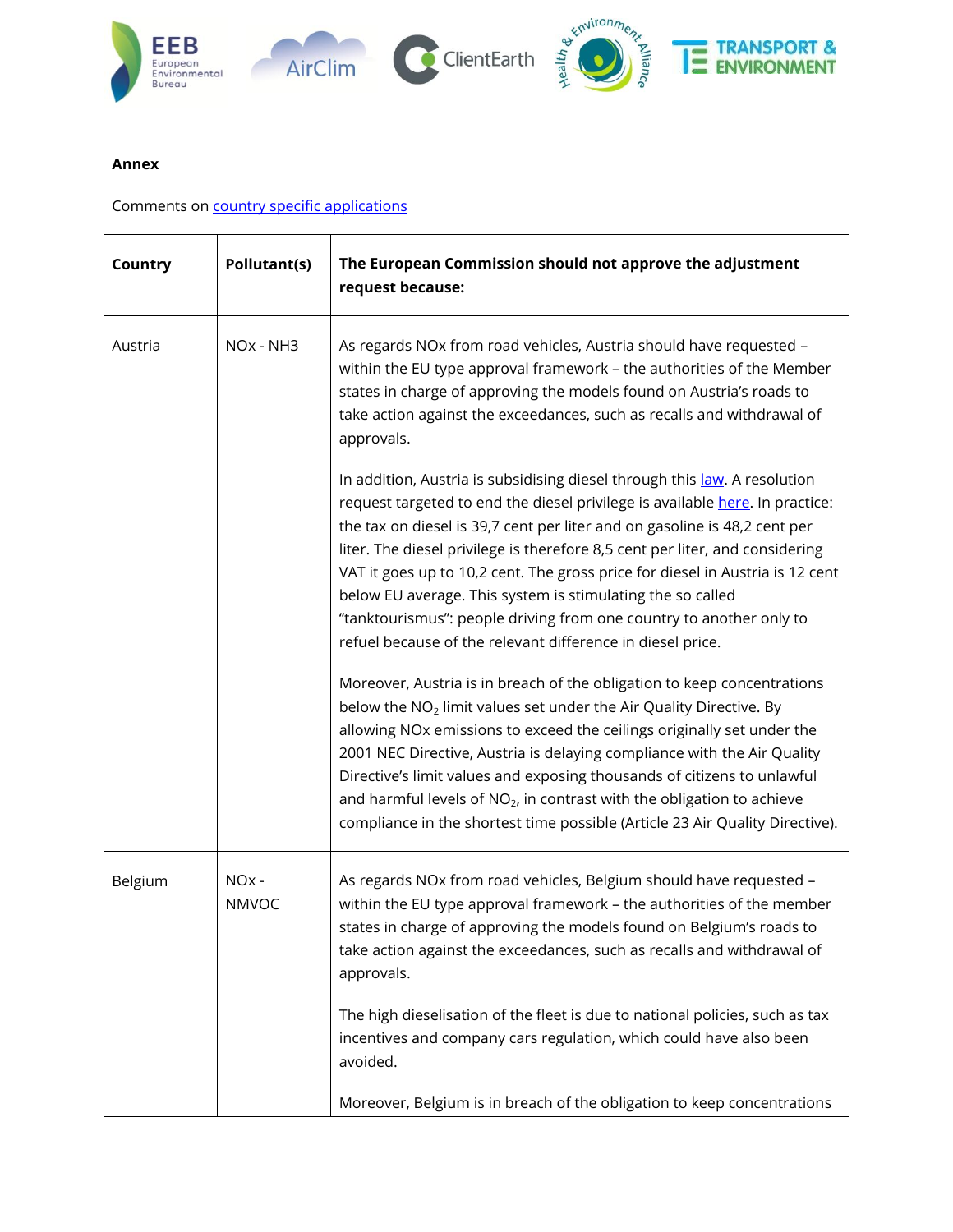**Annex**

Comments on [country specific applications](country specific applications)

| Country | Pollutant(s) | The European Commission should not approve the adjustment request because: |
|---|---|---|
| Austria | NOx - NH3 | As regards NOx from road vehicles, Austria should have requested – within the EU type approval framework – the authorities of the Member states in charge of approving the models found on Austria's roads to take action against the exceedances, such as recalls and withdrawal of approvals.<br><br>In addition, Austria is subsidising diesel through this law. A resolution request targeted to end the diesel privilege is available here. In practice: the tax on diesel is 39,7 cent per liter and on gasoline is 48,2 cent per liter. The diesel privilege is therefore 8,5 cent per liter, and considering VAT it goes up to 10,2 cent. The gross price for diesel in Austria is 12 cent below EU average. This system is stimulating the so called "tanktourismus": people driving from one country to another only to refuel because of the relevant difference in diesel price.<br><br>Moreover, Austria is in breach of the obligation to keep concentrations below the $NO_2$ limit values set under the Air Quality Directive. By allowing NOx emissions to exceed the ceilings originally set under the 2001 NEC Directive, Austria is delaying compliance with the Air Quality Directive's limit values and exposing thousands of citizens to unlawful and harmful levels of $NO_2$, in contrast with the obligation to achieve compliance in the shortest time possible (Article 23 Air Quality Directive). |
| Belgium | NOx - NMVOC | As regards NOx from road vehicles, Belgium should have requested – within the EU type approval framework – the authorities of the member states in charge of approving the models found on Belgium's roads to take action against the exceedances, such as recalls and withdrawal of approvals.<br><br>The high dieselisation of the fleet is due to national policies, such as tax incentives and company cars regulation, which could have also been avoided.<br><br>Moreover, Belgium is in breach of the obligation to keep concentrations |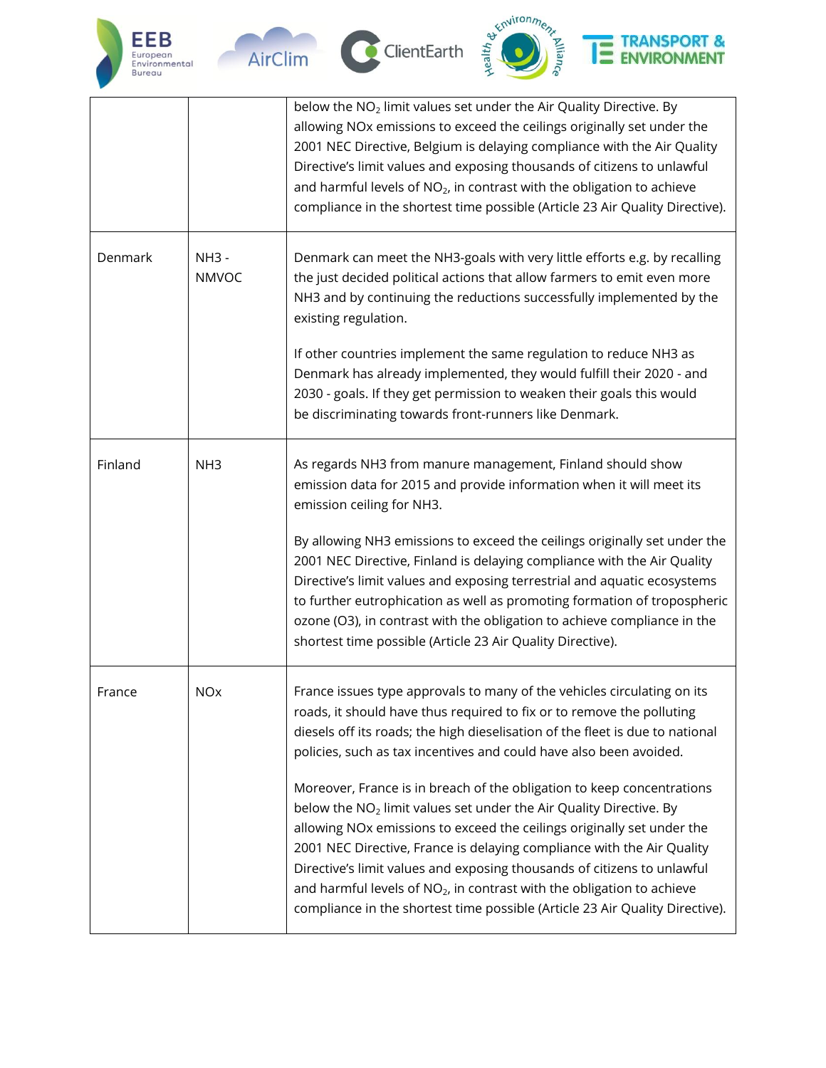| | | |
|---|---|---|
| | | below the $NO_2$ limit values set under the Air Quality Directive. By allowing NOx emissions to exceed the ceilings originally set under the 2001 NEC Directive, Belgium is delaying compliance with the Air Quality Directive's limit values and exposing thousands of citizens to unlawful and harmful levels of $NO_2$, in contrast with the obligation to achieve compliance in the shortest time possible (Article 23 Air Quality Directive). |
| Denmark | NH3 - NMVOC | Denmark can meet the NH3-goals with very little efforts e.g. by recalling the just decided political actions that allow farmers to emit even more NH3 and by continuing the reductions successfully implemented by the existing regulation.<br><br>If other countries implement the same regulation to reduce NH3 as Denmark has already implemented, they would fulfill their 2020 - and 2030 - goals. If they get permission to weaken their goals this would be discriminating towards front-runners like Denmark. |
| Finland | NH3 | As regards NH3 from manure management, Finland should show emission data for 2015 and provide information when it will meet its emission ceiling for NH3.<br><br>By allowing NH3 emissions to exceed the ceilings originally set under the 2001 NEC Directive, Finland is delaying compliance with the Air Quality Directive's limit values and exposing terrestrial and aquatic ecosystems to further eutrophication as well as promoting formation of tropospheric ozone (O3), in contrast with the obligation to achieve compliance in the shortest time possible (Article 23 Air Quality Directive). |
| France | NOx | France issues type approvals to many of the vehicles circulating on its roads, it should have thus required to fix or to remove the polluting diesels off its roads; the high dieselisation of the fleet is due to national policies, such as tax incentives and could have also been avoided.<br><br>Moreover, France is in breach of the obligation to keep concentrations below the $NO_2$ limit values set under the Air Quality Directive. By allowing NOx emissions to exceed the ceilings originally set under the 2001 NEC Directive, France is delaying compliance with the Air Quality Directive's limit values and exposing thousands of citizens to unlawful and harmful levels of $NO_2$, in contrast with the obligation to achieve compliance in the shortest time possible (Article 23 Air Quality Directive). |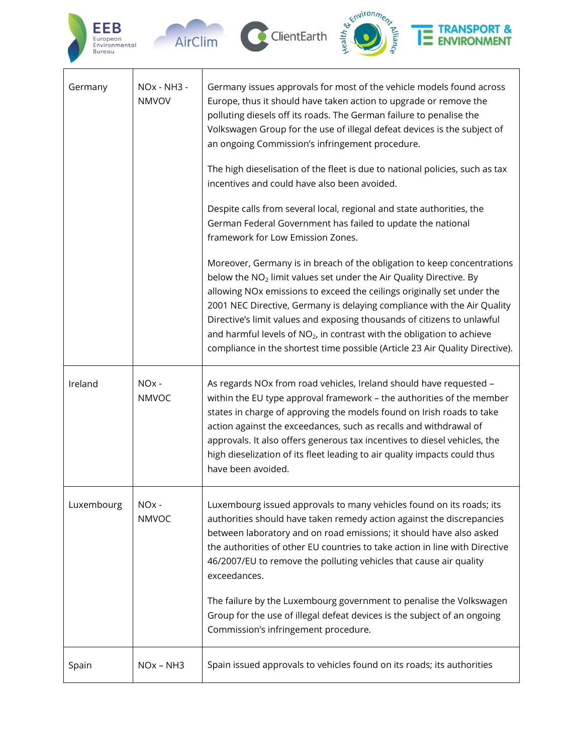| Germany | NOx - NH3 - NMVOV | Germany issues approvals for most of the vehicle models found across Europe, thus it should have taken action to upgrade or remove the polluting diesels off its roads. The German failure to penalise the Volkswagen Group for the use of illegal defeat devices is the subject of an ongoing Commission's infringement procedure.<br><br>The high dieselisation of the fleet is due to national policies, such as tax incentives and could have also been avoided.<br><br>Despite calls from several local, regional and state authorities, the German Federal Government has failed to update the national framework for Low Emission Zones.<br><br>Moreover, Germany is in breach of the obligation to keep concentrations below the $NO_2$ limit values set under the Air Quality Directive. By allowing NOx emissions to exceed the ceilings originally set under the 2001 NEC Directive, Germany is delaying compliance with the Air Quality Directive's limit values and exposing thousands of citizens to unlawful and harmful levels of $NO_2$, in contrast with the obligation to achieve compliance in the shortest time possible (Article 23 Air Quality Directive). |
|---|---|---|
| Ireland | NOx - NMVOC | As regards NOx from road vehicles, Ireland should have requested – within the EU type approval framework – the authorities of the member states in charge of approving the models found on Irish roads to take action against the exceedances, such as recalls and withdrawal of approvals. It also offers generous tax incentives to diesel vehicles, the high dieselization of its fleet leading to air quality impacts could thus have been avoided. |
| Luxembourg | NOx - NMVOC | Luxembourg issued approvals to many vehicles found on its roads; its authorities should have taken remedy action against the discrepancies between laboratory and on road emissions; it should have also asked the authorities of other EU countries to take action in line with Directive 46/2007/EU to remove the polluting vehicles that cause air quality exceedances.<br><br>The failure by the Luxembourg government to penalise the Volkswagen Group for the use of illegal defeat devices is the subject of an ongoing Commission's infringement procedure. |
| Spain | NOx – NH3 | Spain issued approvals to vehicles found on its roads; its authorities |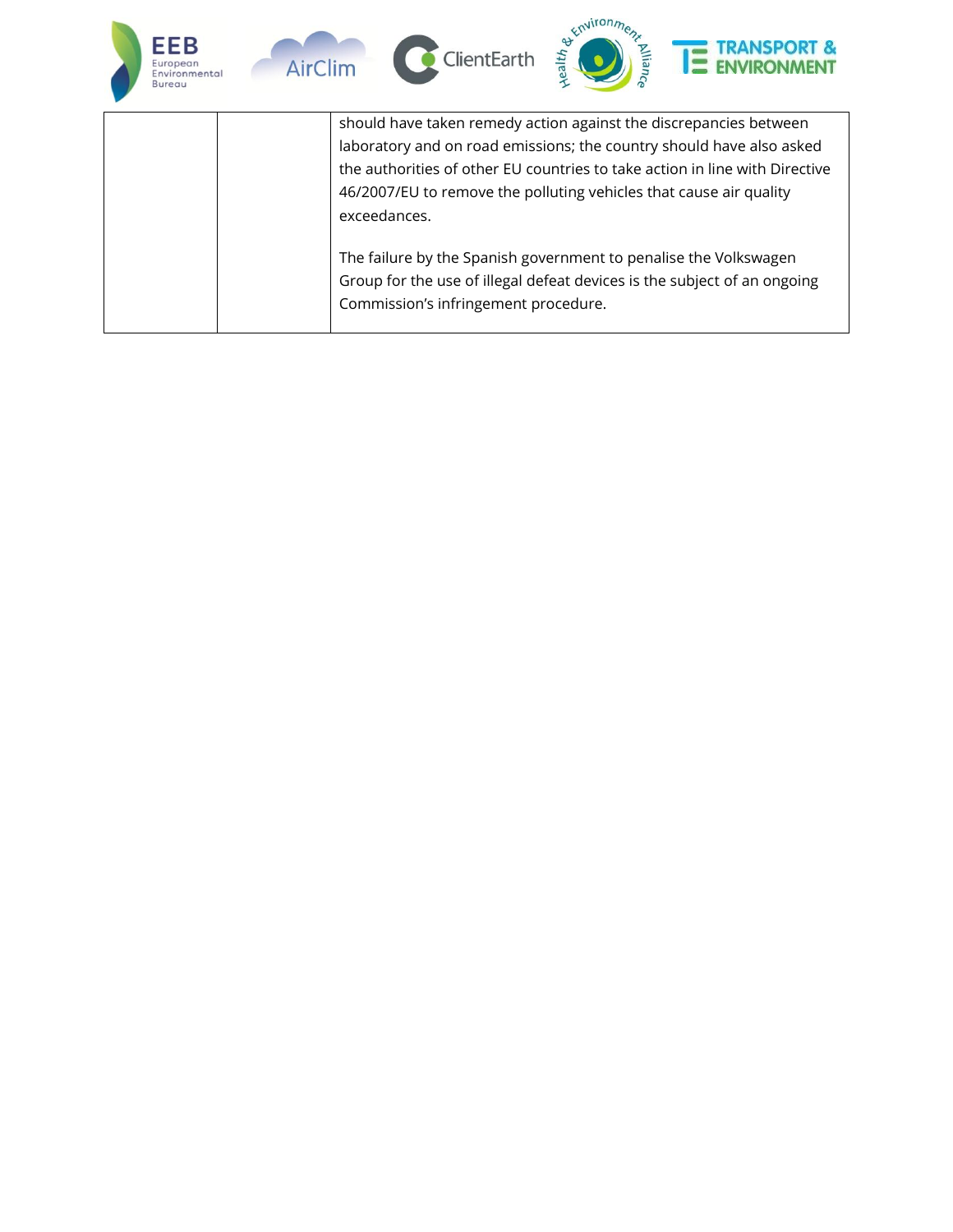| | | |
|---|---|---|
| | | should have taken remedy action against the discrepancies between laboratory and on road emissions; the country should have also asked the authorities of other EU countries to take action in line with Directive 46/2007/EU to remove the polluting vehicles that cause air quality exceedances.<br><br>The failure by the Spanish government to penalise the Volkswagen Group for the use of illegal defeat devices is the subject of an ongoing Commission's infringement procedure. |